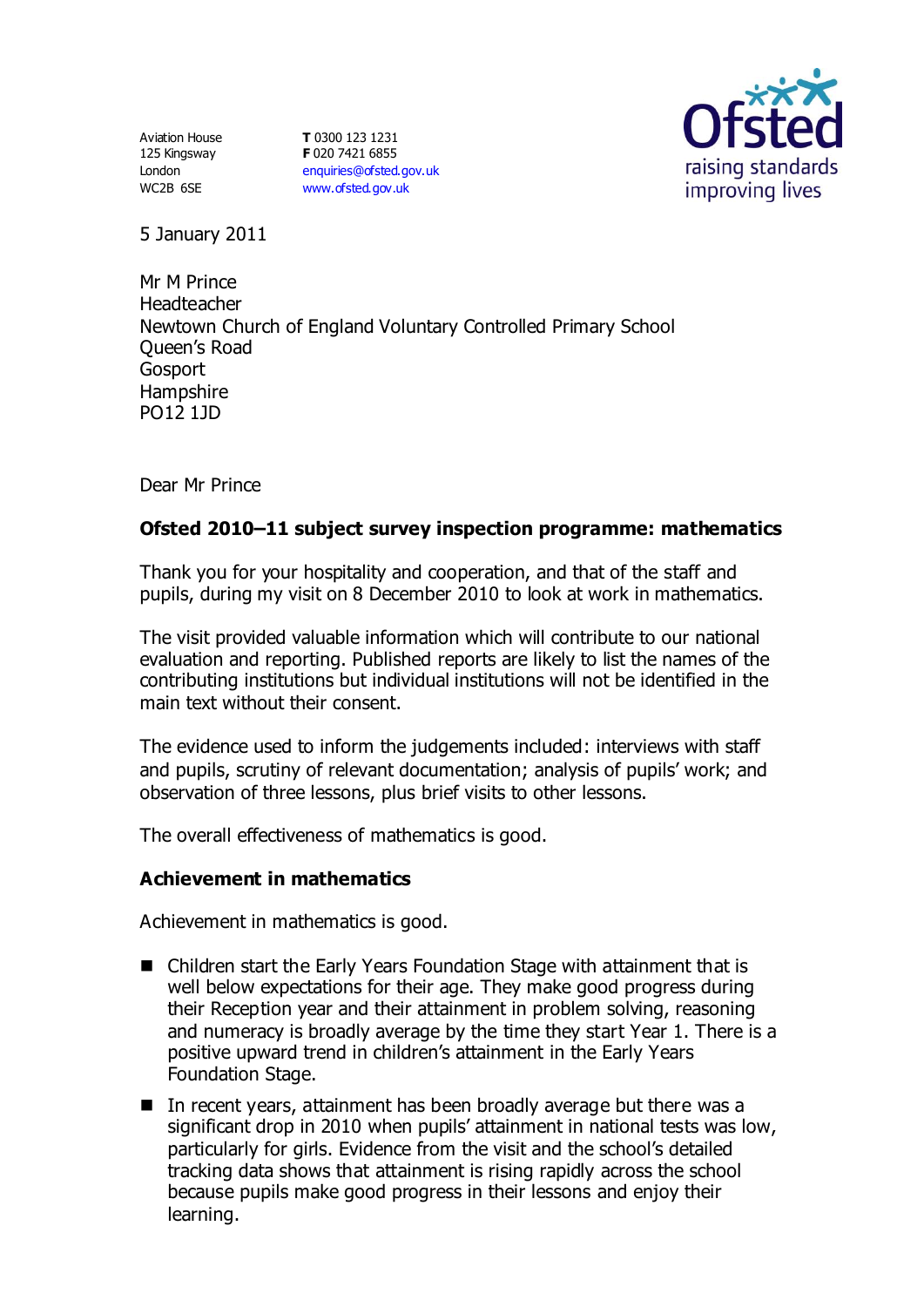Aviation House
125 Kingsway
London
WC2B 6SE

**T** 0300 123 1231
**F** 020 7421 6855
enquiries@ofsted.gov.uk
www.ofsted.gov.uk

Ofsted
raising standards
improving lives

5 January 2011

Mr M Prince
Headteacher
Newtown Church of England Voluntary Controlled Primary School
Queen's Road
Gosport
Hampshire
PO12 1JD

Dear Mr Prince

**Ofsted 2010–11 subject survey inspection programme: mathematics**

Thank you for your hospitality and cooperation, and that of the staff and pupils, during my visit on 8 December 2010 to look at work in mathematics.

The visit provided valuable information which will contribute to our national evaluation and reporting. Published reports are likely to list the names of the contributing institutions but individual institutions will not be identified in the main text without their consent.

The evidence used to inform the judgements included: interviews with staff and pupils, scrutiny of relevant documentation; analysis of pupils' work; and observation of three lessons, plus brief visits to other lessons.

The overall effectiveness of mathematics is good.

**Achievement in mathematics**

Achievement in mathematics is good.

- Children start the Early Years Foundation Stage with attainment that is well below expectations for their age. They make good progress during their Reception year and their attainment in problem solving, reasoning and numeracy is broadly average by the time they start Year 1. There is a positive upward trend in children's attainment in the Early Years Foundation Stage.
- In recent years, attainment has been broadly average but there was a significant drop in 2010 when pupils' attainment in national tests was low, particularly for girls. Evidence from the visit and the school's detailed tracking data shows that attainment is rising rapidly across the school because pupils make good progress in their lessons and enjoy their learning.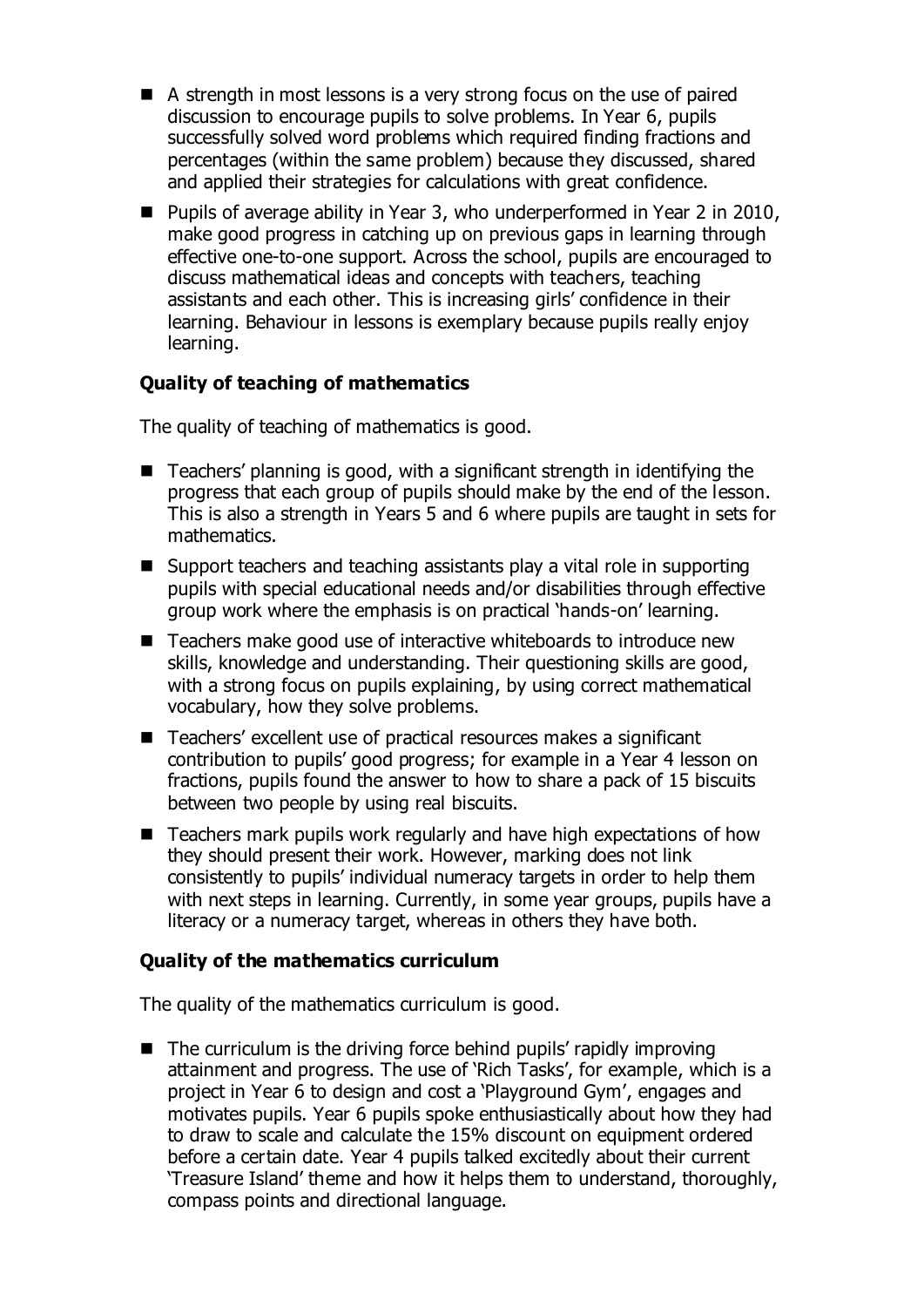- A strength in most lessons is a very strong focus on the use of paired discussion to encourage pupils to solve problems. In Year 6, pupils successfully solved word problems which required finding fractions and percentages (within the same problem) because they discussed, shared and applied their strategies for calculations with great confidence.
- Pupils of average ability in Year 3, who underperformed in Year 2 in 2010, make good progress in catching up on previous gaps in learning through effective one-to-one support. Across the school, pupils are encouraged to discuss mathematical ideas and concepts with teachers, teaching assistants and each other. This is increasing girls' confidence in their learning. Behaviour in lessons is exemplary because pupils really enjoy learning.

### Quality of teaching of mathematics

The quality of teaching of mathematics is good.

- Teachers' planning is good, with a significant strength in identifying the progress that each group of pupils should make by the end of the lesson. This is also a strength in Years 5 and 6 where pupils are taught in sets for mathematics.
- Support teachers and teaching assistants play a vital role in supporting pupils with special educational needs and/or disabilities through effective group work where the emphasis is on practical 'hands-on' learning.
- Teachers make good use of interactive whiteboards to introduce new skills, knowledge and understanding. Their questioning skills are good, with a strong focus on pupils explaining, by using correct mathematical vocabulary, how they solve problems.
- Teachers' excellent use of practical resources makes a significant contribution to pupils' good progress; for example in a Year 4 lesson on fractions, pupils found the answer to how to share a pack of 15 biscuits between two people by using real biscuits.
- Teachers mark pupils work regularly and have high expectations of how they should present their work. However, marking does not link consistently to pupils' individual numeracy targets in order to help them with next steps in learning. Currently, in some year groups, pupils have a literacy or a numeracy target, whereas in others they have both.

### Quality of the mathematics curriculum

The quality of the mathematics curriculum is good.

- The curriculum is the driving force behind pupils' rapidly improving attainment and progress. The use of 'Rich Tasks', for example, which is a project in Year 6 to design and cost a 'Playground Gym', engages and motivates pupils. Year 6 pupils spoke enthusiastically about how they had to draw to scale and calculate the 15% discount on equipment ordered before a certain date. Year 4 pupils talked excitedly about their current 'Treasure Island' theme and how it helps them to understand, thoroughly, compass points and directional language.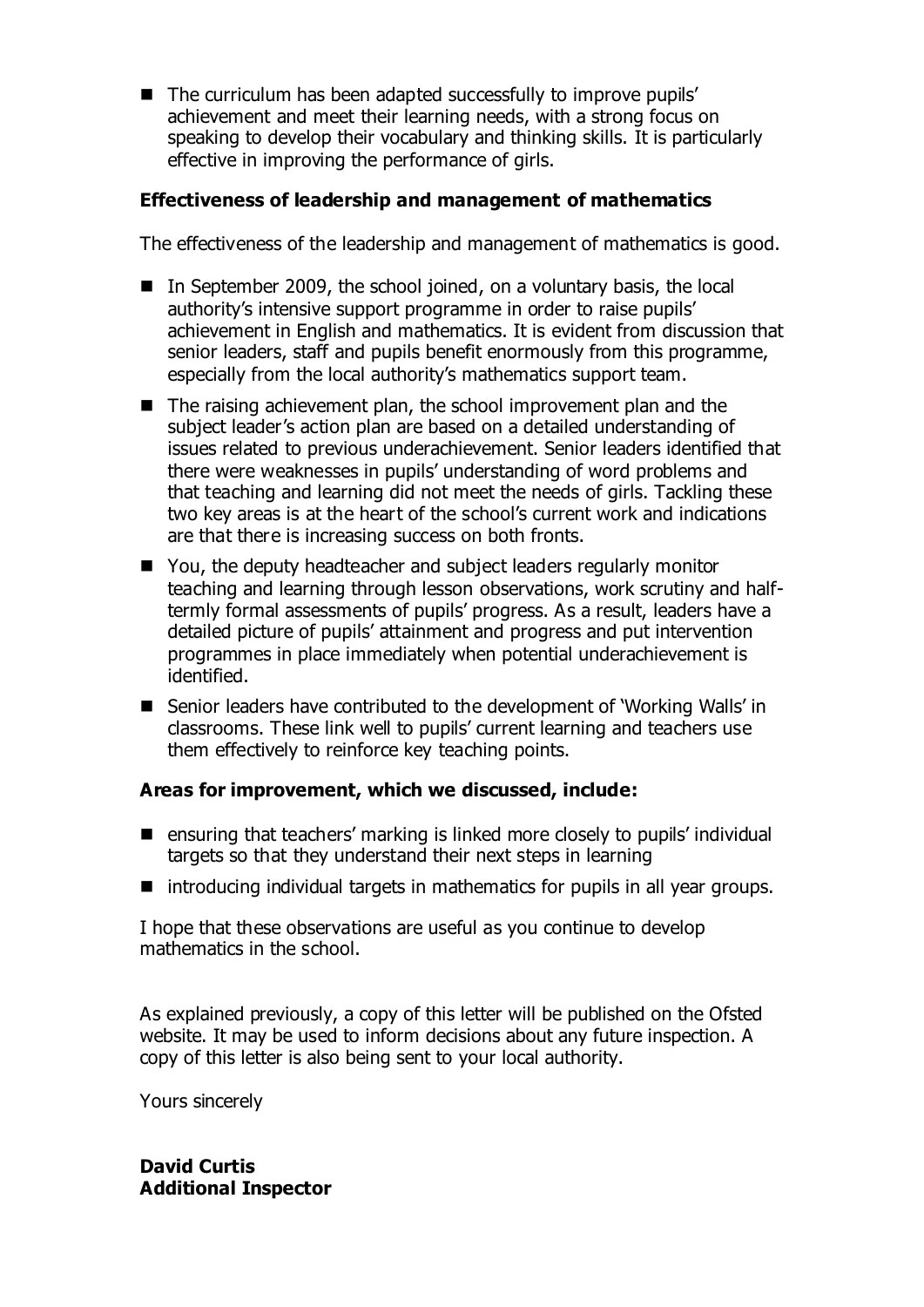- The curriculum has been adapted successfully to improve pupils' achievement and meet their learning needs, with a strong focus on speaking to develop their vocabulary and thinking skills. It is particularly effective in improving the performance of girls.

### Effectiveness of leadership and management of mathematics

The effectiveness of the leadership and management of mathematics is good.

- In September 2009, the school joined, on a voluntary basis, the local authority's intensive support programme in order to raise pupils' achievement in English and mathematics. It is evident from discussion that senior leaders, staff and pupils benefit enormously from this programme, especially from the local authority's mathematics support team.
- The raising achievement plan, the school improvement plan and the subject leader's action plan are based on a detailed understanding of issues related to previous underachievement. Senior leaders identified that there were weaknesses in pupils' understanding of word problems and that teaching and learning did not meet the needs of girls. Tackling these two key areas is at the heart of the school's current work and indications are that there is increasing success on both fronts.
- You, the deputy headteacher and subject leaders regularly monitor teaching and learning through lesson observations, work scrutiny and half-termly formal assessments of pupils' progress. As a result, leaders have a detailed picture of pupils' attainment and progress and put intervention programmes in place immediately when potential underachievement is identified.
- Senior leaders have contributed to the development of 'Working Walls' in classrooms. These link well to pupils' current learning and teachers use them effectively to reinforce key teaching points.

### Areas for improvement, which we discussed, include:

- ensuring that teachers' marking is linked more closely to pupils' individual targets so that they understand their next steps in learning
- introducing individual targets in mathematics for pupils in all year groups.

I hope that these observations are useful as you continue to develop mathematics in the school.

As explained previously, a copy of this letter will be published on the Ofsted website. It may be used to inform decisions about any future inspection. A copy of this letter is also being sent to your local authority.

Yours sincerely

**David Curtis**
**Additional Inspector**